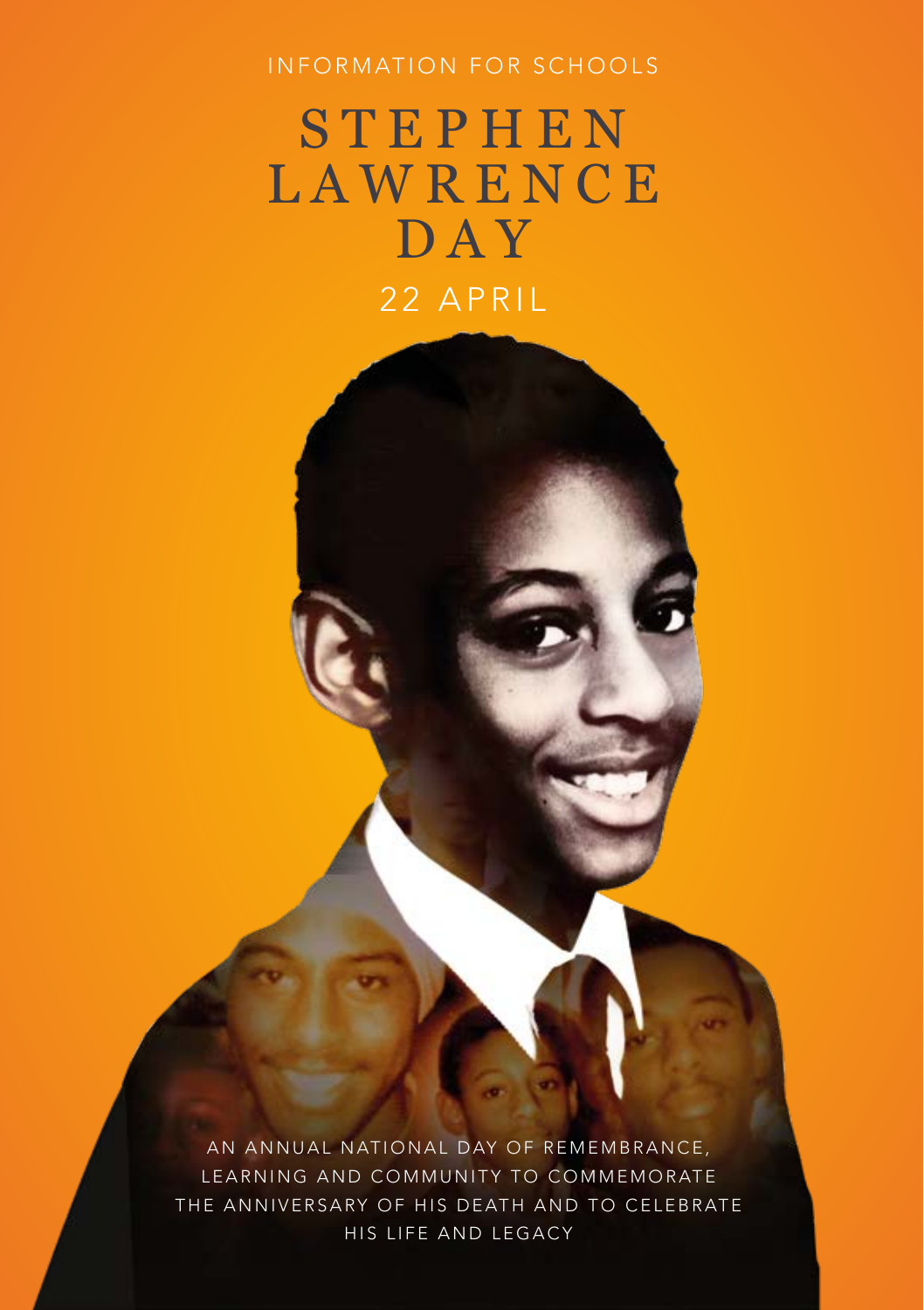INFORMATION FOR SCHOOLS

# STEPHEN LAWRENCE DAY

## 22 APRIL

AN ANNUAL NATIONAL DAY OF REMEMBRANCE, LEARNING AND COMMUNITY TO COMMEMORATE THE ANNIVERSARY OF HIS DEATH AND TO CELEBRATE HIS LIFE AND LEGACY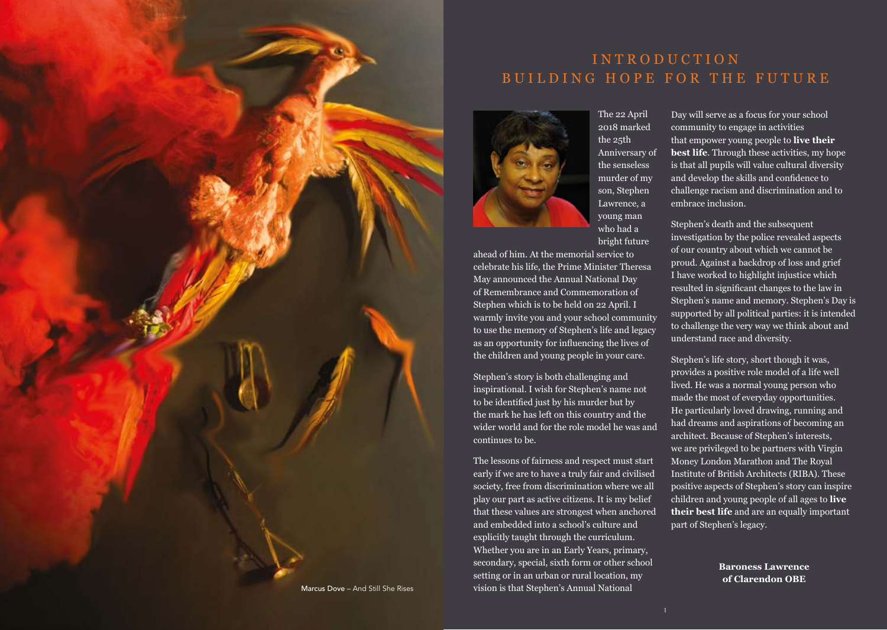# INTRODUCTION
## BUILDING HOPE FOR THE FUTURE

The 22 April 2018 marked the 25th Anniversary of the senseless murder of my son, Stephen Lawrence, a young man who had a bright future ahead of him. At the memorial service to celebrate his life, the Prime Minister Theresa May announced the Annual National Day of Remembrance and Commemoration of Stephen which is to be held on 22 April. I warmly invite you and your school community to use the memory of Stephen's life and legacy as an opportunity for influencing the lives of the children and young people in your care.

Stephen's story is both challenging and inspirational. I wish for Stephen's name not to be identified just by his murder but by the mark he has left on this country and the wider world and for the role model he was and continues to be.

The lessons of fairness and respect must start early if we are to have a truly fair and civilised society, free from discrimination where we all play our part as active citizens. It is my belief that these values are strongest when anchored and embedded into a school's culture and explicitly taught through the curriculum. Whether you are in an Early Years, primary, secondary, special, sixth form or other school setting or in an urban or rural location, my vision is that Stephen's Annual National Day will serve as a focus for your school community to engage in activities that empower young people to **live their best life**. Through these activities, my hope is that all pupils will value cultural diversity and develop the skills and confidence to challenge racism and discrimination and to embrace inclusion.

Stephen's death and the subsequent investigation by the police revealed aspects of our country about which we cannot be proud. Against a backdrop of loss and grief I have worked to highlight injustice which resulted in significant changes to the law in Stephen's name and memory. Stephen's Day is supported by all political parties: it is intended to challenge the very way we think about and understand race and diversity.

Stephen's life story, short though it was, provides a positive role model of a life well lived. He was a normal young person who made the most of everyday opportunities. He particularly loved drawing, running and had dreams and aspirations of becoming an architect. Because of Stephen's interests, we are privileged to be partners with Virgin Money London Marathon and The Royal Institute of British Architects (RIBA). These positive aspects of Stephen's story can inspire children and young people of all ages to **live their best life** and are an equally important part of Stephen's legacy.

**Baroness Lawrence of Clarendon OBE**

**Marcus Dove** – And Still She Rises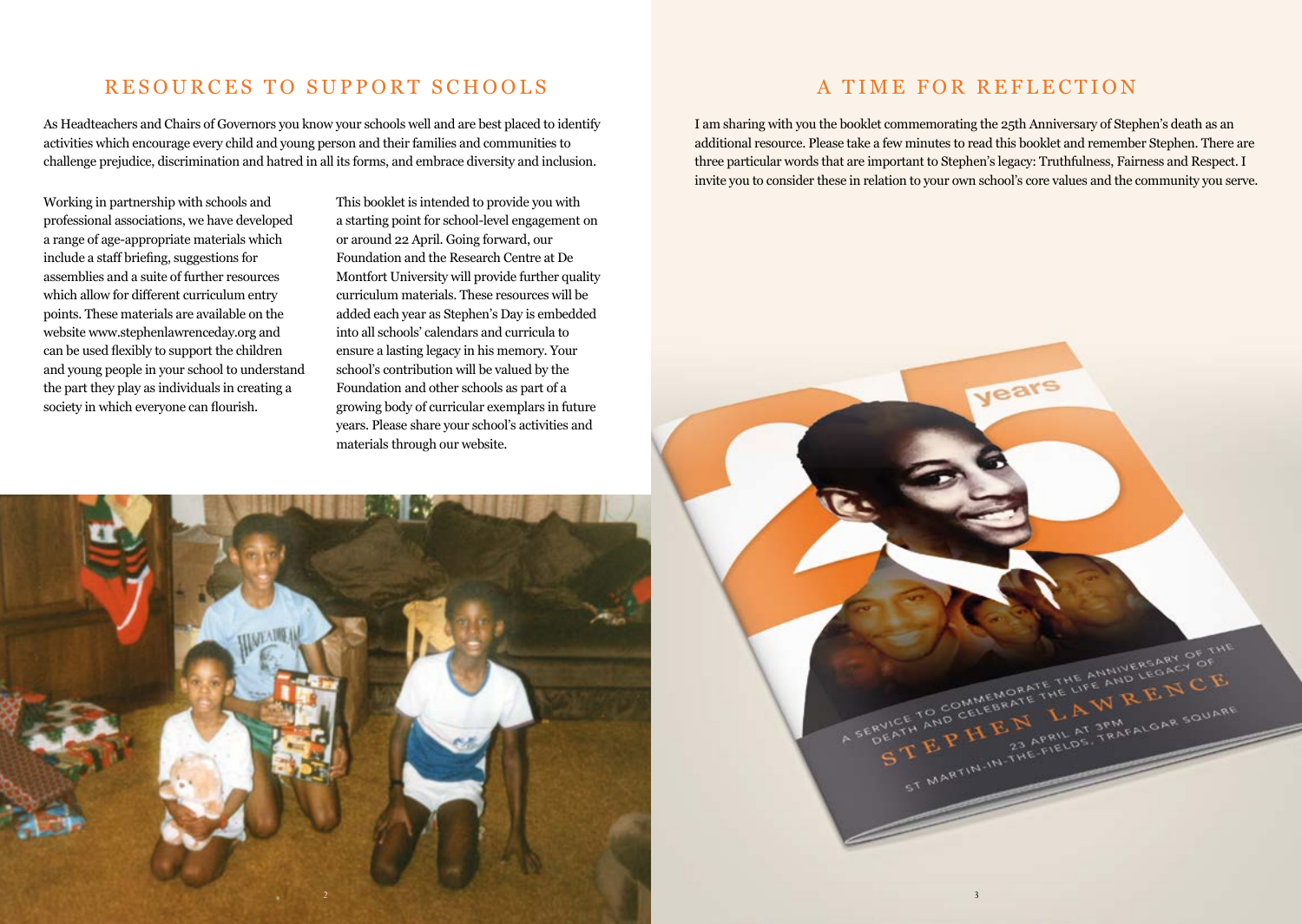## RESOURCES TO SUPPORT SCHOOLS

As Headteachers and Chairs of Governors you know your schools well and are best placed to identify activities which encourage every child and young person and their families and communities to challenge prejudice, discrimination and hatred in all its forms, and embrace diversity and inclusion.

Working in partnership with schools and professional associations, we have developed a range of age-appropriate materials which include a staff briefing, suggestions for assemblies and a suite of further resources which allow for different curriculum entry points. These materials are available on the website www.stephenlawrenceday.org and can be used flexibly to support the children and young people in your school to understand the part they play as individuals in creating a society in which everyone can flourish.

This booklet is intended to provide you with a starting point for school-level engagement on or around 22 April. Going forward, our Foundation and the Research Centre at De Montfort University will provide further quality curriculum materials. These resources will be added each year as Stephen's Day is embedded into all schools' calendars and curricula to ensure a lasting legacy in his memory. Your school's contribution will be valued by the Foundation and other schools as part of a growing body of curricular exemplars in future years. Please share your school's activities and materials through our website.

## A TIME FOR REFLECTION

I am sharing with you the booklet commemorating the 25th Anniversary of Stephen's death as an additional resource. Please take a few minutes to read this booklet and remember Stephen. There are three particular words that are important to Stephen's legacy: Truthfulness, Fairness and Respect. I invite you to consider these in relation to your own school's core values and the community you serve.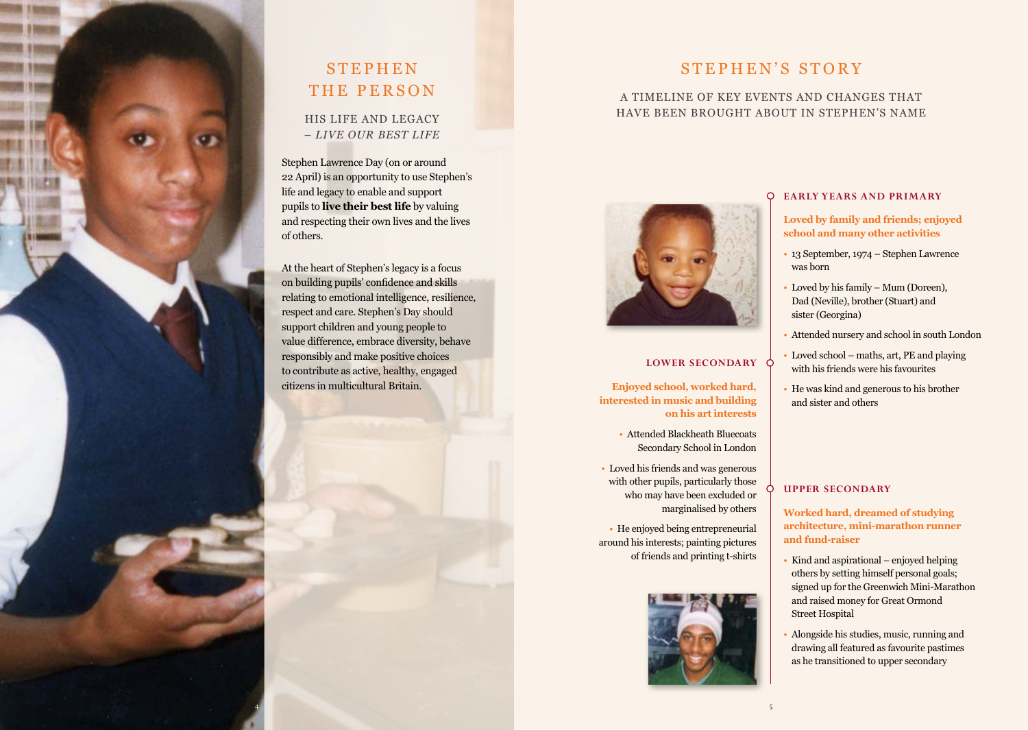# STEPHEN THE PERSON

### HIS LIFE AND LEGACY – *LIVE OUR BEST LIFE*

Stephen Lawrence Day (on or around 22 April) is an opportunity to use Stephen's life and legacy to enable and support pupils to **live their best life** by valuing and respecting their own lives and the lives of others.

At the heart of Stephen's legacy is a focus on building pupils' confidence and skills relating to emotional intelligence, resilience, respect and care. Stephen's Day should support children and young people to value difference, embrace diversity, behave responsibly and make positive choices to contribute as active, healthy, engaged citizens in multicultural Britain.

# STEPHEN'S STORY

### A TIMELINE OF KEY EVENTS AND CHANGES THAT HAVE BEEN BROUGHT ABOUT IN STEPHEN'S NAME

## EARLY YEARS AND PRIMARY

**Loved by family and friends; enjoyed school and many other activities**

- 13 September, 1974 – Stephen Lawrence was born
- Loved by his family – Mum (Doreen), Dad (Neville), brother (Stuart) and sister (Georgina)
- Attended nursery and school in south London
- Loved school – maths, art, PE and playing with his friends were his favourites
- He was kind and generous to his brother and sister and others

## LOWER SECONDARY

**Enjoyed school, worked hard, interested in music and building on his art interests**

- Attended Blackheath Bluecoats Secondary School in London
- Loved his friends and was generous with other pupils, particularly those who may have been excluded or marginalised by others
- He enjoyed being entrepreneurial around his interests; painting pictures of friends and printing t-shirts

## UPPER SECONDARY

**Worked hard, dreamed of studying architecture, mini-marathon runner and fund-raiser**

- Kind and aspirational – enjoyed helping others by setting himself personal goals; signed up for the Greenwich Mini-Marathon and raised money for Great Ormond Street Hospital
- Alongside his studies, music, running and drawing all featured as favourite pastimes as he transitioned to upper secondary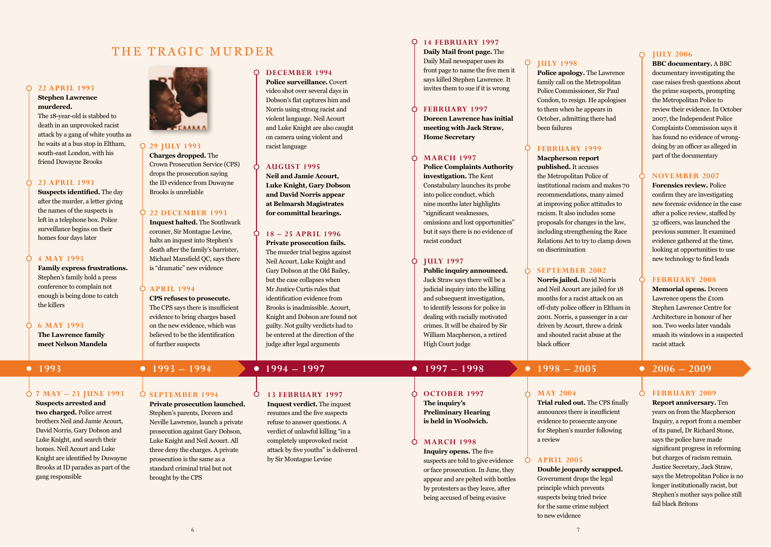# THE TRAGIC MURDER

## 1993

### 22 APRIL 1993

**Stephen Lawrence murdered.** The 18-year-old is stabbed to death in an unprovoked racist attack by a gang of white youths as he waits at a bus stop in Eltham, south-east London, with his friend Duwayne Brooks

### 23 APRIL 1993

**Suspects identified.** The day after the murder, a letter giving the names of the suspects is left in a telephone box. Police surveillance begins on their homes four days later

### 4 MAY 1993

**Family express frustrations.** Stephen's family hold a press conference to complain not enough is being done to catch the killers

### 6 MAY 1993

**The Lawrence family meet Nelson Mandela**

### 7 MAY – 23 JUNE 1993

**Suspects arrested and two charged.** Police arrest brothers Neil and Jamie Acourt, David Norris, Gary Dobson and Luke Knight, and search their homes. Neil Acourt and Luke Knight are identified by Duwayne Brooks at ID parades as part of the gang responsible

## 1993 – 1994

### 29 JULY 1993

**Charges dropped.** The Crown Prosecution Service (CPS) drops the prosecution saying the ID evidence from Duwayne Brooks is unreliable

### 22 DECEMBER 1993

**Inquest halted.** The Southwark coroner, Sir Montague Levine, halts an inquest into Stephen's death after the family's barrister, Michael Mansfield QC, says there is "dramatic" new evidence

### APRIL 1994

**CPS refuses to prosecute.** The CPS says there is insufficient evidence to bring charges based on the new evidence, which was believed to be the identification of further suspects

### SEPTEMBER 1994

**Private prosecution launched.** Stephen's parents, Doreen and Neville Lawrence, launch a private prosecution against Gary Dobson, Luke Knight and Neil Acourt. All three deny the charges. A private prosecution is the same as a standard criminal trial but not brought by the CPS

## 1994 – 1997

### DECEMBER 1994

**Police surveillance.** Covert video shot over several days in Dobson's flat captures him and Norris using strong racist and violent language. Neil Acourt and Luke Knight are also caught on camera using violent and racist language

### AUGUST 1995

**Neil and Jamie Acourt, Luke Knight, Gary Dobson and David Norris appear at Belmarsh Magistrates for committal hearings.**

### 18 – 25 APRIL 1996

**Private prosecution fails.** The murder trial begins against Neil Acourt, Luke Knight and Gary Dobson at the Old Bailey, but the case collapses when Mr Justice Curtis rules that identification evidence from Brooks is inadmissible. Acourt, Knight and Dobson are found not guilty. Not guilty verdicts had to be entered at the direction of the judge after legal arguments

### 13 FEBRUARY 1997

**Inquest verdict.** The inquest resumes and the five suspects refuse to answer questions. A verdict of unlawful killing "in a completely unprovoked racist attack by five youths" is delivered by Sir Montague Levine

## 1997 – 1998

### 14 FEBRUARY 1997

**Daily Mail front page.** The Daily Mail newspaper uses its front page to name the five men it says killed Stephen Lawrence. It invites them to sue if it is wrong

### FEBRUARY 1997

**Doreen Lawrence has initial meeting with Jack Straw, Home Secretary**

### MARCH 1997

**Police Complaints Authority investigation.** The Kent Constabulary launches its probe into police conduct, which nine months later highlights "significant weaknesses, omissions and lost opportunities" but it says there is no evidence of racist conduct

### JULY 1997

**Public inquiry announced.** Jack Straw says there will be a judicial inquiry into the killing and subsequent investigation, to identify lessons for police in dealing with racially motivated crimes. It will be chaired by Sir William Macpherson, a retired High Court judge

### OCTOBER 1997

**The inquiry's Preliminary Hearing is held in Woolwich.**

### MARCH 1998

**Inquiry opens.** The five suspects are told to give evidence or face prosecution. In June, they appear and are pelted with bottles by protesters as they leave, after being accused of being evasive

## 1998 – 2005

### JULY 1998

**Police apology.** The Lawrence family call on the Metropolitan Police Commissioner, Sir Paul Condon, to resign. He apologises to them when he appears in October, admitting there had been failures

### FEBRUARY 1999

**Macpherson report published.** It accuses the Metropolitan Police of institutional racism and makes 70 recommendations, many aimed at improving police attitudes to racism. It also includes some proposals for changes in the law, including strengthening the Race Relations Act to try to clamp down on discrimination

### SEPTEMBER 2002

**Norris jailed.** David Norris and Neil Acourt are jailed for 18 months for a racist attack on an off-duty police officer in Eltham in 2001. Norris, a passenger in a car driven by Acourt, threw a drink and shouted racist abuse at the black officer

### MAY 2004

**Trial ruled out.** The CPS finally announces there is insufficient evidence to prosecute anyone for Stephen's murder following a review

### APRIL 2005

**Double jeopardy scrapped.** Government drops the legal principle which prevents suspects being tried twice for the same crime subject to new evidence

## 2006 – 2009

### JULY 2006

**BBC documentary.** A BBC documentary investigating the case raises fresh questions about the prime suspects, prompting the Metropolitan Police to review their evidence. In October 2007, the Independent Police Complaints Commission says it has found no evidence of wrong-doing by an officer as alleged in part of the documentary

### NOVEMBER 2007

**Forensics review.** Police confirm they are investigating new forensic evidence in the case after a police review, staffed by 32 officers, was launched the previous summer. It examined evidence gathered at the time, looking at opportunities to use new technology to find leads

### FEBRUARY 2008

**Memorial opens.** Doreen Lawrence opens the £10m Stephen Lawrence Centre for Architecture in honour of her son. Two weeks later vandals smash its windows in a suspected racist attack

### FEBRUARY 2009

**Report anniversary.** Ten years on from the Macpherson Inquiry, a report from a member of its panel, Dr Richard Stone, says the police have made significant progress in reforming but charges of racism remain. Justice Secretary, Jack Straw, says the Metropolitan Police is no longer institutionally racist, but Stephen's mother says police still fail black Britons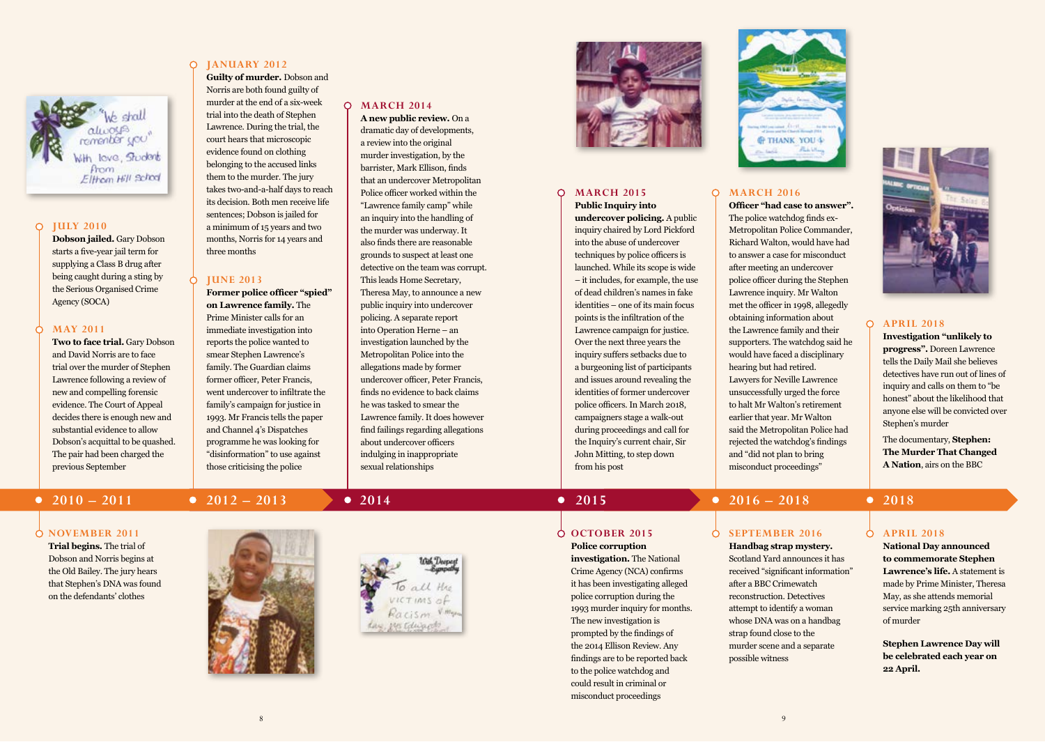## 2010 – 2011

### JULY 2010

**Dobson jailed.** Gary Dobson starts a five-year jail term for supplying a Class B drug after being caught during a sting by the Serious Organised Crime Agency (SOCA)

### MAY 2011

**Two to face trial.** Gary Dobson and David Norris are to face trial over the murder of Stephen Lawrence following a review of new and compelling forensic evidence. The Court of Appeal decides there is enough new and substantial evidence to allow Dobson's acquittal to be quashed. The pair had been charged the previous September

### NOVEMBER 2011

**Trial begins.** The trial of Dobson and Norris begins at the Old Bailey. The jury hears that Stephen's DNA was found on the defendants' clothes

## 2012 – 2013

### JANUARY 2012

**Guilty of murder.** Dobson and Norris are both found guilty of murder at the end of a six-week trial into the death of Stephen Lawrence. During the trial, the court hears that microscopic evidence found on clothing belonging to the accused links them to the murder. The jury takes two-and-a-half days to reach its decision. Both men receive life sentences; Dobson is jailed for a minimum of 15 years and two months, Norris for 14 years and three months

### JUNE 2013

**Former police officer "spied" on Lawrence family.** The Prime Minister calls for an immediate investigation into reports the police wanted to smear Stephen Lawrence's family. The Guardian claims former officer, Peter Francis, went undercover to infiltrate the family's campaign for justice in 1993. Mr Francis tells the paper and Channel 4's Dispatches programme he was looking for "disinformation" to use against those criticising the police

## 2014

### MARCH 2014

**A new public review.** On a dramatic day of developments, a review into the original murder investigation, by the barrister, Mark Ellison, finds that an undercover Metropolitan Police officer worked within the "Lawrence family camp" while an inquiry into the handling of the murder was underway. It also finds there are reasonable grounds to suspect at least one detective on the team was corrupt. This leads Home Secretary, Theresa May, to announce a new public inquiry into undercover policing. A separate report into Operation Herne – an investigation launched by the Metropolitan Police into the allegations made by former undercover officer, Peter Francis, finds no evidence to back claims he was tasked to smear the Lawrence family. It does however find failings regarding allegations about undercover officers indulging in inappropriate sexual relationships

## 2015

### MARCH 2015

**Public Inquiry into undercover policing.** A public inquiry chaired by Lord Pickford into the abuse of undercover techniques by police officers is launched. While its scope is wide – it includes, for example, the use of dead children's names in fake identities – one of its main focus points is the infiltration of the Lawrence campaign for justice. Over the next three years the inquiry suffers setbacks due to a burgeoning list of participants and issues around revealing the identities of former undercover police officers. In March 2018, campaigners stage a walk-out during proceedings and call for the Inquiry's current chair, Sir John Mitting, to step down from his post

### OCTOBER 2015

**Police corruption investigation.** The National Crime Agency (NCA) confirms it has been investigating alleged police corruption during the 1993 murder inquiry for months. The new investigation is prompted by the findings of the 2014 Ellison Review. Any findings are to be reported back to the police watchdog and could result in criminal or misconduct proceedings

## 2016 – 2018

### MARCH 2016

**Officer "had case to answer".** The police watchdog finds ex-Metropolitan Police Commander, Richard Walton, would have had to answer a case for misconduct after meeting an undercover police officer during the Stephen Lawrence inquiry. Mr Walton met the officer in 1998, allegedly obtaining information about the Lawrence family and their supporters. The watchdog said he would have faced a disciplinary hearing but had retired. Lawyers for Neville Lawrence unsuccessfully urged the force to halt Mr Walton's retirement earlier that year. Mr Walton said the Metropolitan Police had rejected the watchdog's findings and "did not plan to bring misconduct proceedings"

### SEPTEMBER 2016

**Handbag strap mystery.** Scotland Yard announces it has received "significant information" after a BBC Crimewatch reconstruction. Detectives attempt to identify a woman whose DNA was on a handbag strap found close to the murder scene and a separate possible witness

## 2018

### APRIL 2018

**Investigation "unlikely to progress".** Doreen Lawrence tells the Daily Mail she believes detectives have run out of lines of inquiry and calls on them to "be honest" about the likelihood that anyone else will be convicted over Stephen's murder

The documentary, **Stephen: The Murder That Changed A Nation**, airs on the BBC

### APRIL 2018

**National Day announced to commemorate Stephen Lawrence's life.** A statement is made by Prime Minister, Theresa May, as she attends memorial service marking 25th anniversary of murder

**Stephen Lawrence Day will be celebrated each year on 22 April.**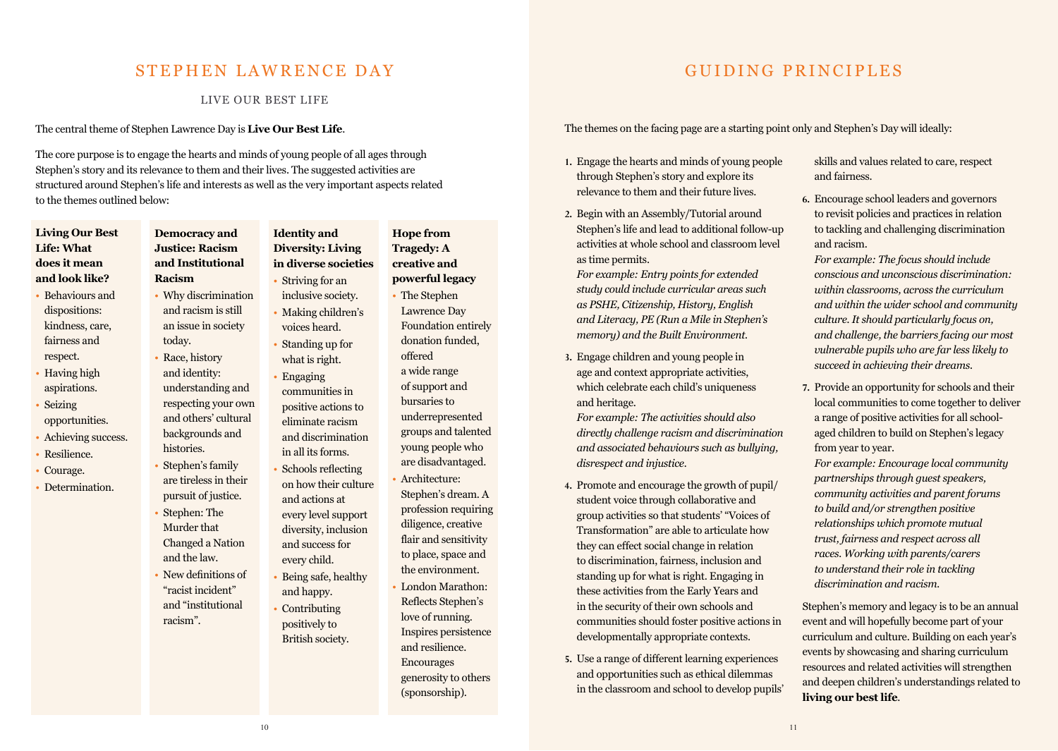# STEPHEN LAWRENCE DAY

## LIVE OUR BEST LIFE

The central theme of Stephen Lawrence Day is **Live Our Best Life**.

The core purpose is to engage the hearts and minds of young people of all ages through Stephen's story and its relevance to them and their lives. The suggested activities are structured around Stephen's life and interests as well as the very important aspects related to the themes outlined below:

### Living Our Best Life: What does it mean and look like?

- Behaviours and dispositions: kindness, care, fairness and respect.
- Having high aspirations.
- Seizing opportunities.
- Achieving success.
- Resilience.
- Courage.
- Determination.

### Democracy and Justice: Racism and Institutional Racism

- Why discrimination and racism is still an issue in society today.
- Race, history and identity: understanding and respecting your own and others' cultural backgrounds and histories.
- Stephen's family are tireless in their pursuit of justice.
- Stephen: The Murder that Changed a Nation and the law.
- New definitions of "racist incident" and "institutional racism".

### Identity and Diversity: Living in diverse societies

- Striving for an inclusive society.
- Making children's voices heard.
- Standing up for what is right.
- Engaging communities in positive actions to eliminate racism and discrimination in all its forms.
- Schools reflecting on how their culture and actions at every level support diversity, inclusion and success for every child.
- Being safe, healthy and happy.
- Contributing positively to British society.

### Hope from Tragedy: A creative and powerful legacy

- The Stephen Lawrence Day Foundation entirely donation funded, offered a wide range of support and bursaries to underrepresented groups and talented young people who are disadvantaged.
- Architecture: Stephen's dream. A profession requiring diligence, creative flair and sensitivity to place, space and the environment.
- London Marathon: Reflects Stephen's love of running. Inspires persistence and resilience. Encourages generosity to others (sponsorship).

# GUIDING PRINCIPLES

The themes on the facing page are a starting point only and Stephen's Day will ideally:

1. Engage the hearts and minds of young people through Stephen's story and explore its relevance to them and their future lives.
2. Begin with an Assembly/Tutorial around Stephen's life and lead to additional follow-up activities at whole school and classroom level as time permits.
   *For example: Entry points for extended study could include curricular areas such as PSHE, Citizenship, History, English and Literacy, PE (Run a Mile in Stephen's memory) and the Built Environment.*
3. Engage children and young people in age and context appropriate activities, which celebrate each child's uniqueness and heritage.
   *For example: The activities should also directly challenge racism and discrimination and associated behaviours such as bullying, disrespect and injustice.*
4. Promote and encourage the growth of pupil/student voice through collaborative and group activities so that students' "Voices of Transformation" are able to articulate how they can effect social change in relation to discrimination, fairness, inclusion and standing up for what is right. Engaging in these activities from the Early Years and in the security of their own schools and communities should foster positive actions in developmentally appropriate contexts.
5. Use a range of different learning experiences and opportunities such as ethical dilemmas in the classroom and school to develop pupils' skills and values related to care, respect and fairness.
6. Encourage school leaders and governors to revisit policies and practices in relation to tackling and challenging discrimination and racism.
   *For example: The focus should include conscious and unconscious discrimination: within classrooms, across the curriculum and within the wider school and community culture. It should particularly focus on, and challenge, the barriers facing our most vulnerable pupils who are far less likely to succeed in achieving their dreams.*
7. Provide an opportunity for schools and their local communities to come together to deliver a range of positive activities for all school-aged children to build on Stephen's legacy from year to year.
   *For example: Encourage local community partnerships through guest speakers, community activities and parent forums to build and/or strengthen positive relationships which promote mutual trust, fairness and respect across all races. Working with parents/carers to understand their role in tackling discrimination and racism.*

Stephen's memory and legacy is to be an annual event and will hopefully become part of your curriculum and culture. Building on each year's events by showcasing and sharing curriculum resources and related activities will strengthen and deepen children's understandings related to **living our best life**.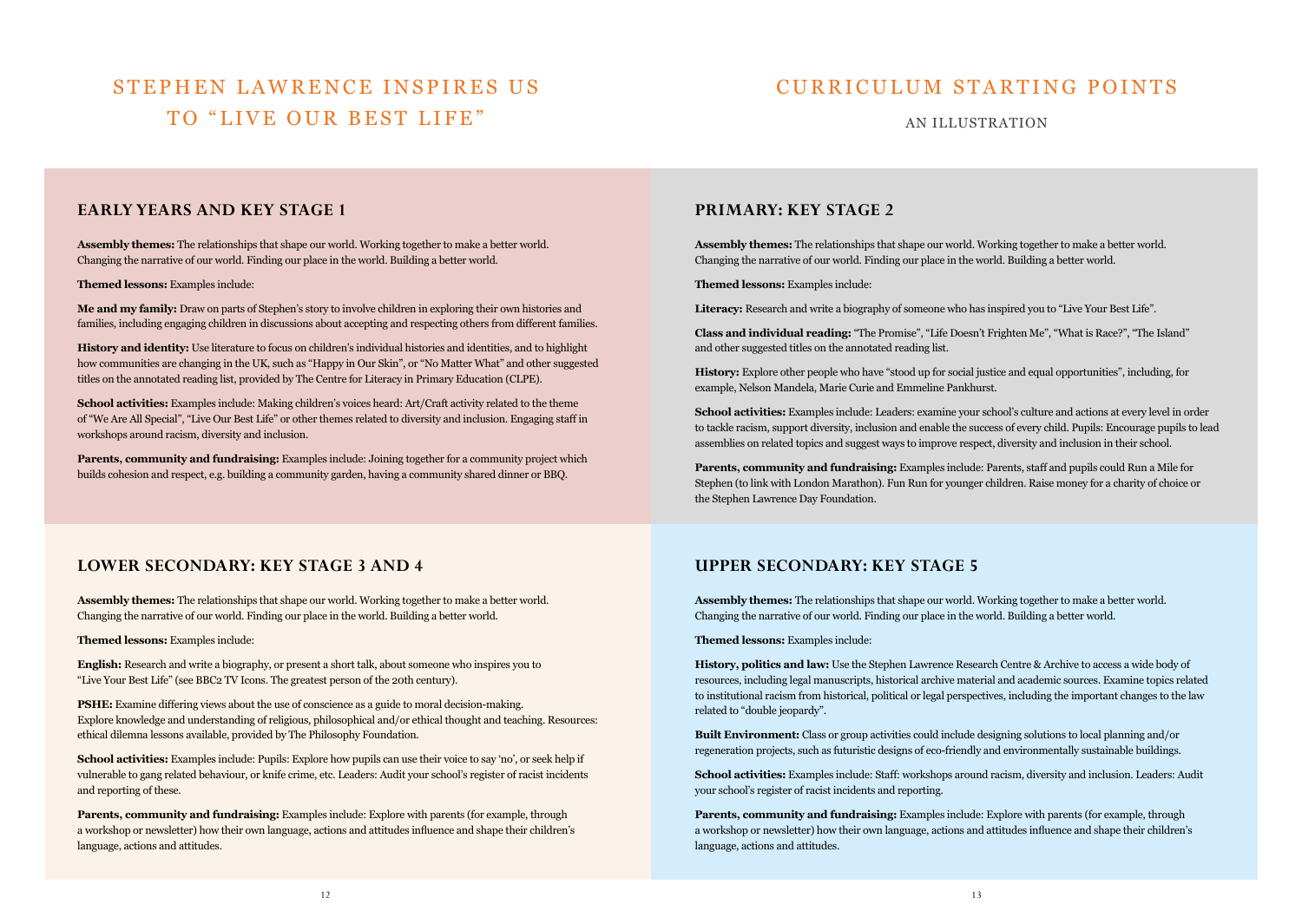# STEPHEN LAWRENCE INSPIRES US TO "LIVE OUR BEST LIFE"

# CURRICULUM STARTING POINTS

AN ILLUSTRATION

## EARLY YEARS AND KEY STAGE 1

**Assembly themes:** The relationships that shape our world. Working together to make a better world. Changing the narrative of our world. Finding our place in the world. Building a better world.

**Themed lessons:** Examples include:

**Me and my family:** Draw on parts of Stephen's story to involve children in exploring their own histories and families, including engaging children in discussions about accepting and respecting others from different families.

**History and identity:** Use literature to focus on children's individual histories and identities, and to highlight how communities are changing in the UK, such as "Happy in Our Skin", or "No Matter What" and other suggested titles on the annotated reading list, provided by The Centre for Literacy in Primary Education (CLPE).

**School activities:** Examples include: Making children's voices heard: Art/Craft activity related to the theme of "We Are All Special", "Live Our Best Life" or other themes related to diversity and inclusion. Engaging staff in workshops around racism, diversity and inclusion.

**Parents, community and fundraising:** Examples include: Joining together for a community project which builds cohesion and respect, e.g. building a community garden, having a community shared dinner or BBQ.

## PRIMARY: KEY STAGE 2

**Assembly themes:** The relationships that shape our world. Working together to make a better world. Changing the narrative of our world. Finding our place in the world. Building a better world.

**Themed lessons:** Examples include:

**Literacy:** Research and write a biography of someone who has inspired you to "Live Your Best Life".

**Class and individual reading:** "The Promise", "Life Doesn't Frighten Me", "What is Race?", "The Island" and other suggested titles on the annotated reading list.

**History:** Explore other people who have "stood up for social justice and equal opportunities", including, for example, Nelson Mandela, Marie Curie and Emmeline Pankhurst.

**School activities:** Examples include: Leaders: examine your school's culture and actions at every level in order to tackle racism, support diversity, inclusion and enable the success of every child. Pupils: Encourage pupils to lead assemblies on related topics and suggest ways to improve respect, diversity and inclusion in their school.

**Parents, community and fundraising:** Examples include: Parents, staff and pupils could Run a Mile for Stephen (to link with London Marathon). Fun Run for younger children. Raise money for a charity of choice or the Stephen Lawrence Day Foundation.

## LOWER SECONDARY: KEY STAGE 3 AND 4

**Assembly themes:** The relationships that shape our world. Working together to make a better world. Changing the narrative of our world. Finding our place in the world. Building a better world.

**Themed lessons:** Examples include:

**English:** Research and write a biography, or present a short talk, about someone who inspires you to "Live Your Best Life" (see BBC2 TV Icons. The greatest person of the 20th century).

**PSHE:** Examine differing views about the use of conscience as a guide to moral decision-making. Explore knowledge and understanding of religious, philosophical and/or ethical thought and teaching. Resources: ethical dilemma lessons available, provided by The Philosophy Foundation.

**School activities:** Examples include: Pupils: Explore how pupils can use their voice to say 'no', or seek help if vulnerable to gang related behaviour, or knife crime, etc. Leaders: Audit your school's register of racist incidents and reporting of these.

**Parents, community and fundraising:** Examples include: Explore with parents (for example, through a workshop or newsletter) how their own language, actions and attitudes influence and shape their children's language, actions and attitudes.

## UPPER SECONDARY: KEY STAGE 5

**Assembly themes:** The relationships that shape our world. Working together to make a better world. Changing the narrative of our world. Finding our place in the world. Building a better world.

**Themed lessons:** Examples include:

**History, politics and law:** Use the Stephen Lawrence Research Centre & Archive to access a wide body of resources, including legal manuscripts, historical archive material and academic sources. Examine topics related to institutional racism from historical, political or legal perspectives, including the important changes to the law related to "double jeopardy".

**Built Environment:** Class or group activities could include designing solutions to local planning and/or regeneration projects, such as futuristic designs of eco-friendly and environmentally sustainable buildings.

**School activities:** Examples include: Staff: workshops around racism, diversity and inclusion. Leaders: Audit your school's register of racist incidents and reporting.

**Parents, community and fundraising:** Examples include: Explore with parents (for example, through a workshop or newsletter) how their own language, actions and attitudes influence and shape their children's language, actions and attitudes.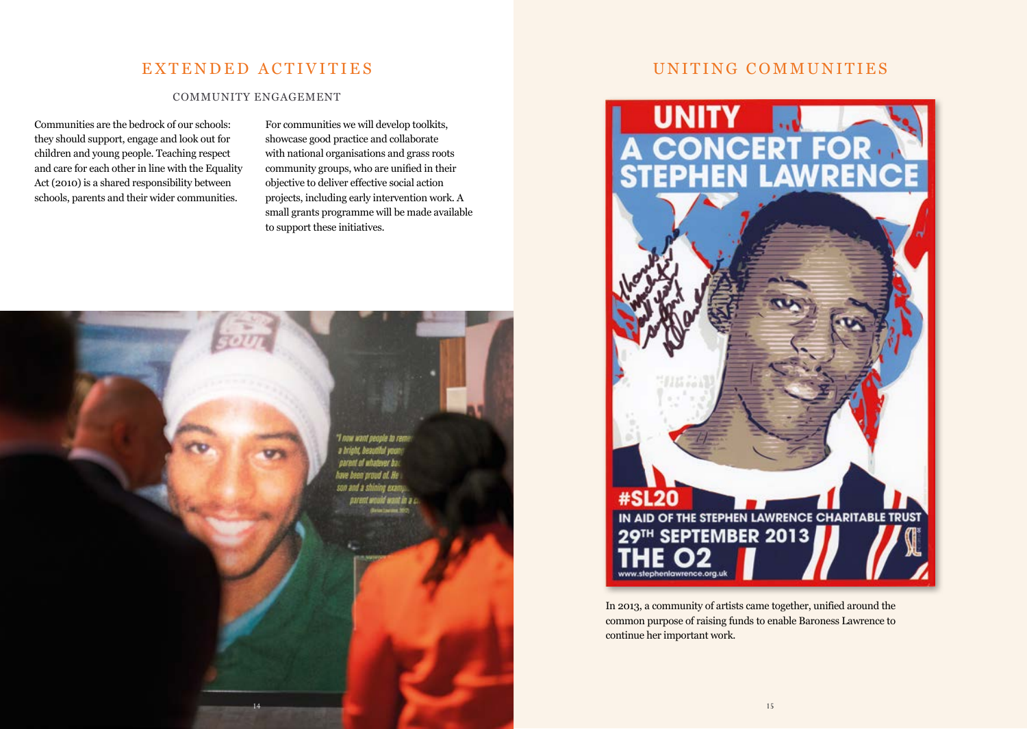# EXTENDED ACTIVITIES

## COMMUNITY ENGAGEMENT

Communities are the bedrock of our schools: they should support, engage and look out for children and young people. Teaching respect and care for each other in line with the Equality Act (2010) is a shared responsibility between schools, parents and their wider communities.

For communities we will develop toolkits, showcase good practice and collaborate with national organisations and grass roots community groups, who are unified in their objective to deliver effective social action projects, including early intervention work. A small grants programme will be made available to support these initiatives.

# UNITING COMMUNITIES

In 2013, a community of artists came together, unified around the common purpose of raising funds to enable Baroness Lawrence to continue her important work.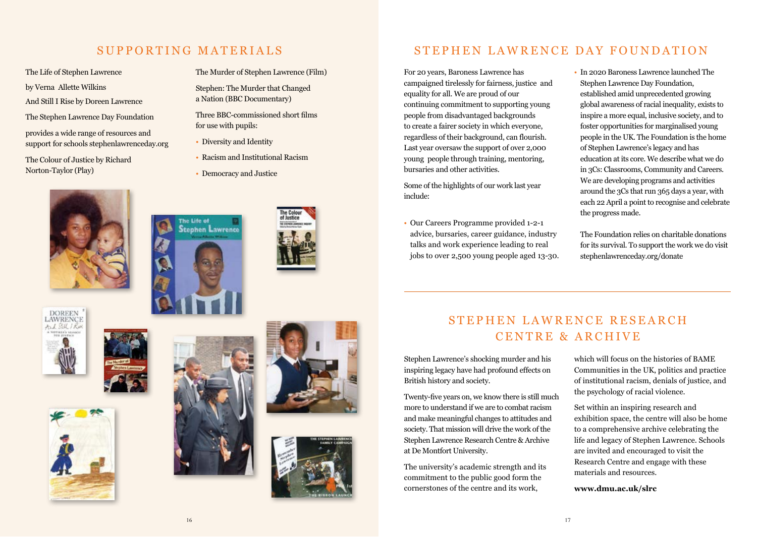## SUPPORTING MATERIALS

The Life of Stephen Lawrence

by Verna Allette Wilkins

And Still I Rise by Doreen Lawrence

The Stephen Lawrence Day Foundation

provides a wide range of resources and support for schools stephenlawrenceday.org

The Colour of Justice by Richard Norton-Taylor (Play)

The Murder of Stephen Lawrence (Film)

Stephen: The Murder that Changed a Nation (BBC Documentary)

Three BBC-commissioned short films for use with pupils:

- Diversity and Identity
- Racism and Institutional Racism
- Democracy and Justice

## STEPHEN LAWRENCE DAY FOUNDATION

For 20 years, Baroness Lawrence has campaigned tirelessly for fairness, justice and equality for all. We are proud of our continuing commitment to supporting young people from disadvantaged backgrounds to create a fairer society in which everyone, regardless of their background, can flourish. Last year oversaw the support of over 2,000 young people through training, mentoring, bursaries and other activities.

Some of the highlights of our work last year include:

- Our Careers Programme provided 1-2-1 advice, bursaries, career guidance, industry talks and work experience leading to real jobs to over 2,500 young people aged 13-30.
- In 2020 Baroness Lawrence launched The Stephen Lawrence Day Foundation, established amid unprecedented growing global awareness of racial inequality, exists to inspire a more equal, inclusive society, and to foster opportunities for marginalised young people in the UK. The Foundation is the home of Stephen Lawrence's legacy and has education at its core. We describe what we do in 3Cs: Classrooms, Community and Careers. We are developing programs and activities around the 3Cs that run 365 days a year, with each 22 April a point to recognise and celebrate the progress made.

The Foundation relies on charitable donations for its survival. To support the work we do visit stephenlawrenceday.org/donate

## STEPHEN LAWRENCE RESEARCH CENTRE & ARCHIVE

Stephen Lawrence's shocking murder and his inspiring legacy have had profound effects on British history and society.

Twenty-five years on, we know there is still much more to understand if we are to combat racism and make meaningful changes to attitudes and society. That mission will drive the work of the Stephen Lawrence Research Centre & Archive at De Montfort University.

The university's academic strength and its commitment to the public good form the cornerstones of the centre and its work, which will focus on the histories of BAME Communities in the UK, politics and practice of institutional racism, denials of justice, and the psychology of racial violence.

Set within an inspiring research and exhibition space, the centre will also be home to a comprehensive archive celebrating the life and legacy of Stephen Lawrence. Schools are invited and encouraged to visit the Research Centre and engage with these materials and resources.

**www.dmu.ac.uk/slrc**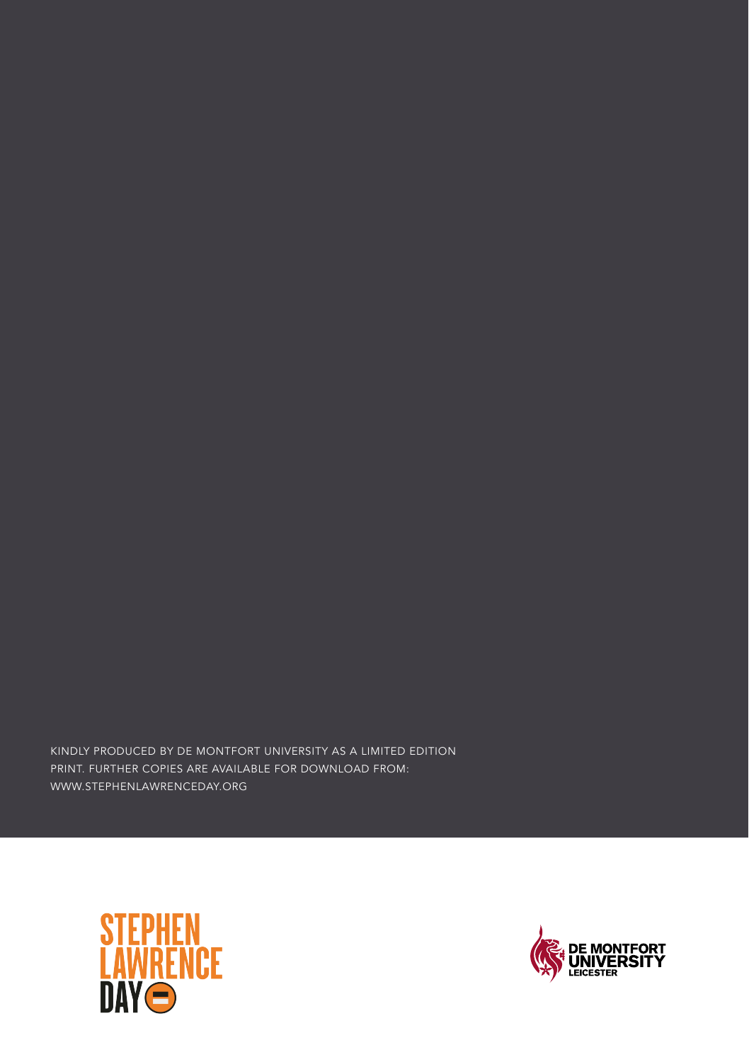KINDLY PRODUCED BY DE MONTFORT UNIVERSITY AS A LIMITED EDITION PRINT. FURTHER COPIES ARE AVAILABLE FOR DOWNLOAD FROM: WWW.STEPHENLAWRENCEDAY.ORG

STEPHEN LAWRENCE DAY

DE MONTFORT UNIVERSITY LEICESTER